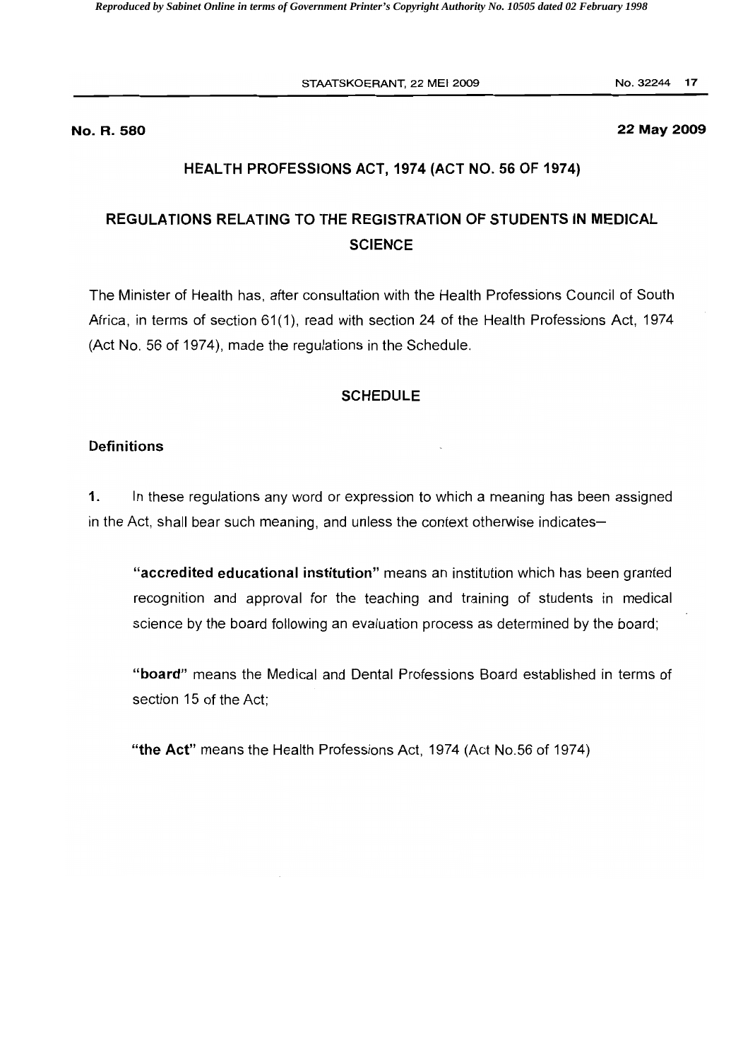**No. R. 580** **22 May 2009**

## HEALTH PROFESSIONS ACT, 1974 (ACT NO. 56 OF 1974)

## REGULATIONS RELATING TO THE REGISTRATION OF STUDENTS IN MEDICAL SCIENCE

The Minister of Health has, after consultation with the Health Professions Council of South Africa, in terms of section 61(1), read with section 24 of the Health Professions Act, 1974 (Act No. 56 of 1974), made the regulations in the Schedule.

### SCHEDULE

#### Definitions

**1.** In these regulations any word or expression to which a meaning has been assigned in the Act, shall bear such meaning, and unless the context otherwise indicates–

> **"accredited educational institution"** means an institution which has been granted recognition and approval for the teaching and training of students in medical science by the board following an evaluation process as determined by the board;
>
> **"board"** means the Medical and Dental Professions Board established in terms of section 15 of the Act;
>
> **"the Act"** means the Health Professions Act, 1974 (Act No.56 of 1974)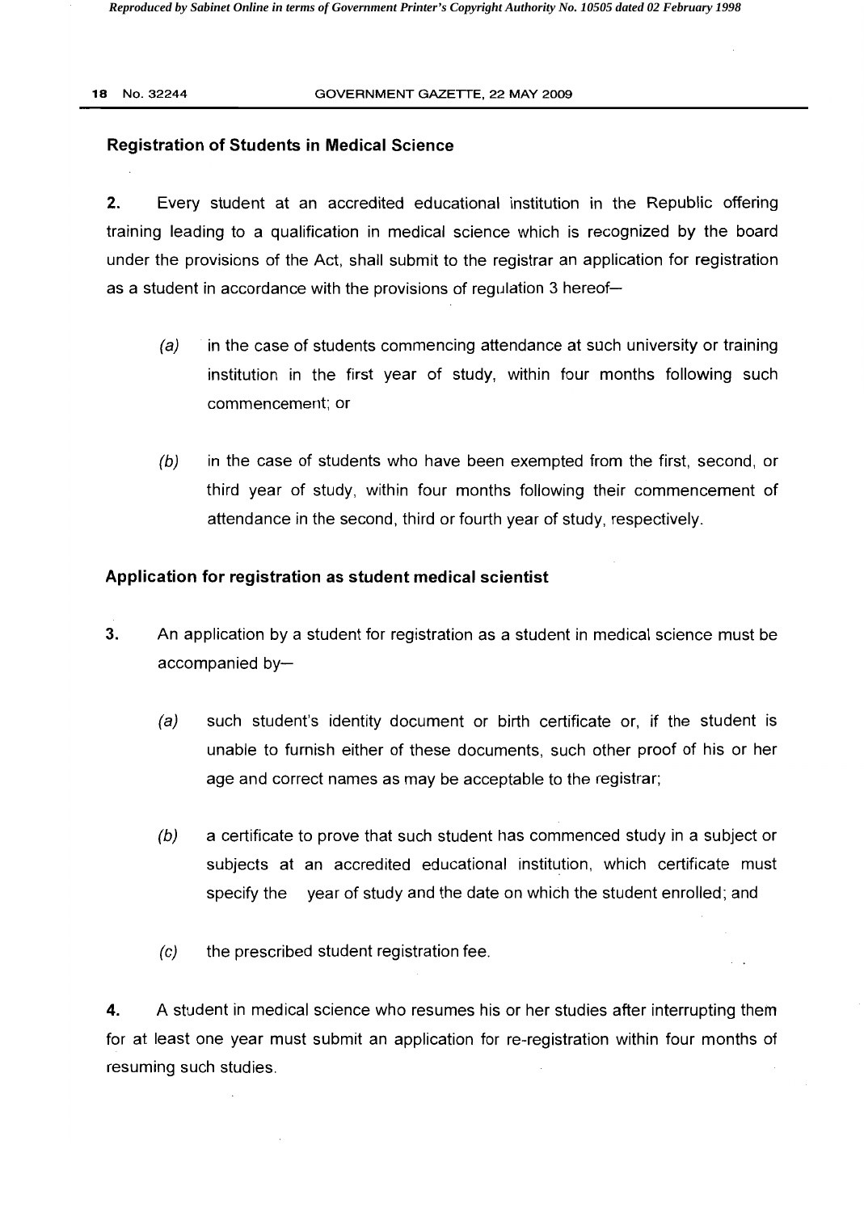**Registration of Students in Medical Science**

**2.** Every student at an accredited educational institution in the Republic offering training leading to a qualification in medical science which is recognized by the board under the provisions of the Act, shall submit to the registrar an application for registration as a student in accordance with the provisions of regulation 3 hereof—

(*a*) in the case of students commencing attendance at such university or training institution in the first year of study, within four months following such commencement; or

(*b*) in the case of students who have been exempted from the first, second, or third year of study, within four months following their commencement of attendance in the second, third or fourth year of study, respectively.

**Application for registration as student medical scientist**

**3.** An application by a student for registration as a student in medical science must be accompanied by—

(*a*) such student's identity document or birth certificate or, if the student is unable to furnish either of these documents, such other proof of his or her age and correct names as may be acceptable to the registrar;

(*b*) a certificate to prove that such student has commenced study in a subject or subjects at an accredited educational institution, which certificate must specify the year of study and the date on which the student enrolled; and

(*c*) the prescribed student registration fee.

**4.** A student in medical science who resumes his or her studies after interrupting them for at least one year must submit an application for re-registration within four months of resuming such studies.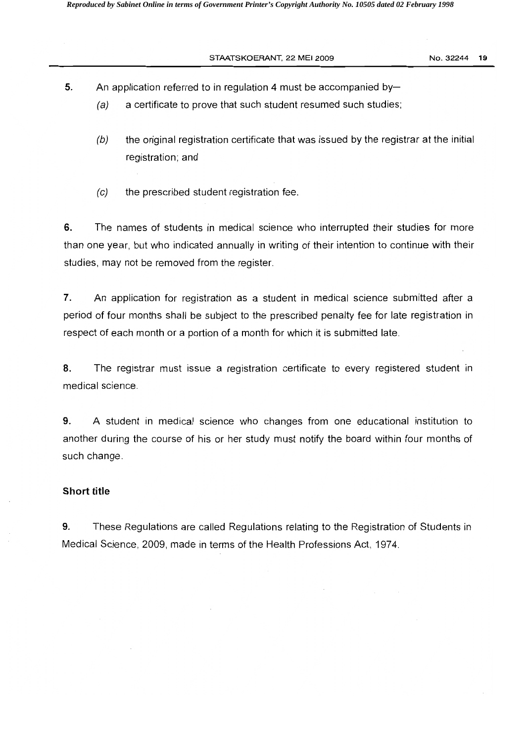5. An application referred to in regulation 4 must be accompanied by—

   *(a)* a certificate to prove that such student resumed such studies;

   *(b)* the original registration certificate that was issued by the registrar at the initial registration; and

   *(c)* the prescribed student registration fee.

6. The names of students in medical science who interrupted their studies for more than one year, but who indicated annually in writing of their intention to continue with their studies, may not be removed from the register.

7. An application for registration as a student in medical science submitted after a period of four months shall be subject to the prescribed penalty fee for late registration in respect of each month or a portion of a month for which it is submitted late.

8. The registrar must issue a registration certificate to every registered student in medical science.

9. A student in medical science who changes from one educational institution to another during the course of his or her study must notify the board within four months of such change.

**Short title**

9. These Regulations are called Regulations relating to the Registration of Students in Medical Science, 2009, made in terms of the Health Professions Act, 1974.